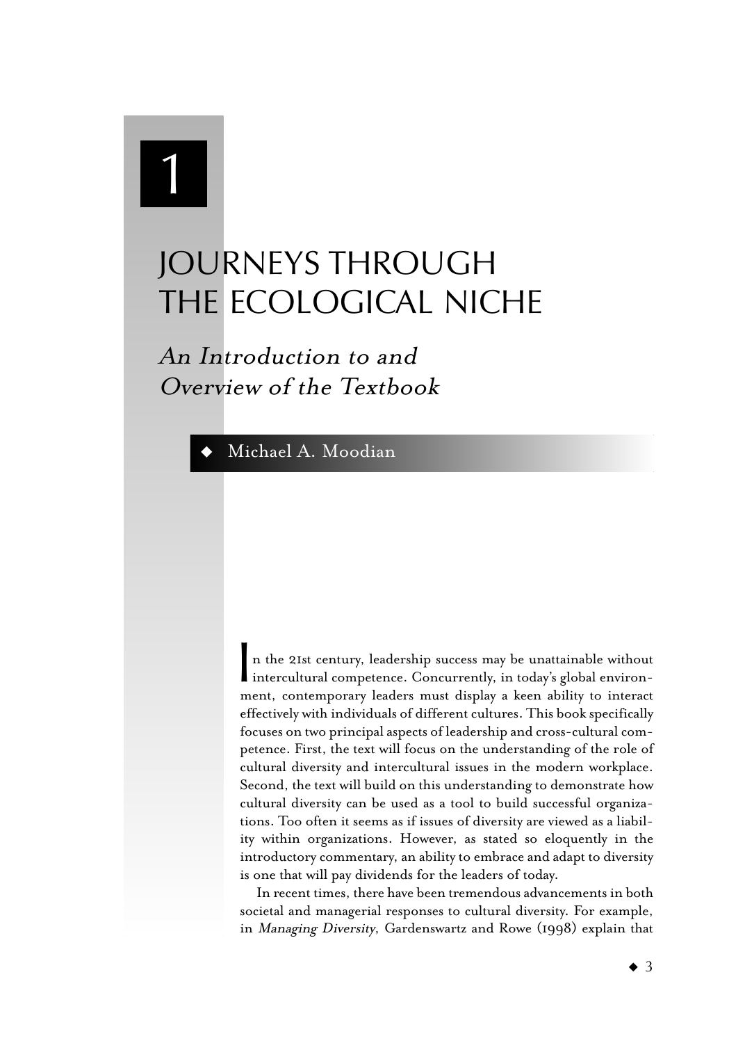# 1

# JOURNEYS THROUGH THE ECOLOGICAL NICHE

## *An Introduction to and Overview of the Textbook*

◆ Michael A. Moodian

In the 21st century, leadership success may be unattainable without intercultural competence. Concurrently, in today's global environment, contemporary leaders must display a keen ability to interact effectively with individuals of different cultures. This book specifically focuses on two principal aspects of leadership and cross-cultural competence. First, the text will focus on the understanding of the role of cultural diversity and intercultural issues in the modern workplace. Second, the text will build on this understanding to demonstrate how cultural diversity can be used as a tool to build successful organizations. Too often it seems as if issues of diversity are viewed as a liability within organizations. However, as stated so eloquently in the introductory commentary, an ability to embrace and adapt to diversity is one that will pay dividends for the leaders of today.

In recent times, there have been tremendous advancements in both societal and managerial responses to cultural diversity. For example, in *Managing Diversity*, Gardenswartz and Rowe (1998) explain that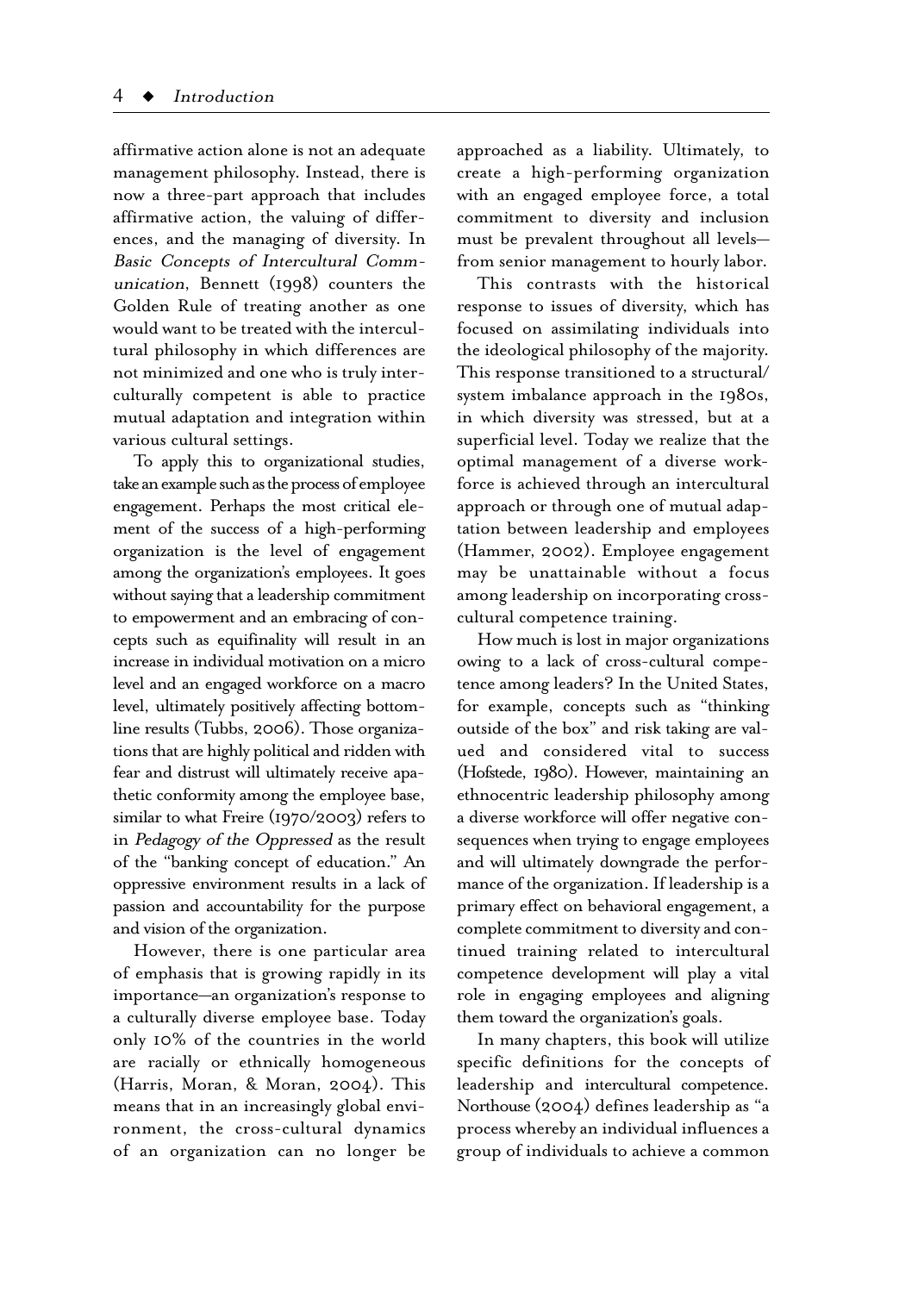affirmative action alone is not an adequate management philosophy. Instead, there is now a three-part approach that includes affirmative action, the valuing of differences, and the managing of diversity. In *Basic Concepts of Intercultural Communication*, Bennett (1998) counters the Golden Rule of treating another as one would want to be treated with the intercultural philosophy in which differences are not minimized and one who is truly interculturally competent is able to practice mutual adaptation and integration within various cultural settings.

To apply this to organizational studies, take an example such as the process of employee engagement. Perhaps the most critical element of the success of a high-performing organization is the level of engagement among the organization's employees. It goes without saying that a leadership commitment to empowerment and an embracing of concepts such as equifinality will result in an increase in individual motivation on a micro level and an engaged workforce on a macro level, ultimately positively affecting bottom-line results (Tubbs, 2006). Those organizations that are highly political and ridden with fear and distrust will ultimately receive apathetic conformity among the employee base, similar to what Freire (1970/2003) refers to in *Pedagogy of the Oppressed* as the result of the "banking concept of education." An oppressive environment results in a lack of passion and accountability for the purpose and vision of the organization.

However, there is one particular area of emphasis that is growing rapidly in its importance—an organization's response to a culturally diverse employee base. Today only 10% of the countries in the world are racially or ethnically homogeneous (Harris, Moran, & Moran, 2004). This means that in an increasingly global environment, the cross-cultural dynamics of an organization can no longer be approached as a liability. Ultimately, to create a high-performing organization with an engaged employee force, a total commitment to diversity and inclusion must be prevalent throughout all levels—from senior management to hourly labor.

This contrasts with the historical response to issues of diversity, which has focused on assimilating individuals into the ideological philosophy of the majority. This response transitioned to a structural/system imbalance approach in the 1980s, in which diversity was stressed, but at a superficial level. Today we realize that the optimal management of a diverse workforce is achieved through an intercultural approach or through one of mutual adaptation between leadership and employees (Hammer, 2002). Employee engagement may be unattainable without a focus among leadership on incorporating cross-cultural competence training.

How much is lost in major organizations owing to a lack of cross-cultural competence among leaders? In the United States, for example, concepts such as "thinking outside of the box" and risk taking are valued and considered vital to success (Hofstede, 1980). However, maintaining an ethnocentric leadership philosophy among a diverse workforce will offer negative consequences when trying to engage employees and will ultimately downgrade the performance of the organization. If leadership is a primary effect on behavioral engagement, a complete commitment to diversity and continued training related to intercultural competence development will play a vital role in engaging employees and aligning them toward the organization's goals.

In many chapters, this book will utilize specific definitions for the concepts of leadership and intercultural competence. Northouse (2004) defines leadership as "a process whereby an individual influences a group of individuals to achieve a common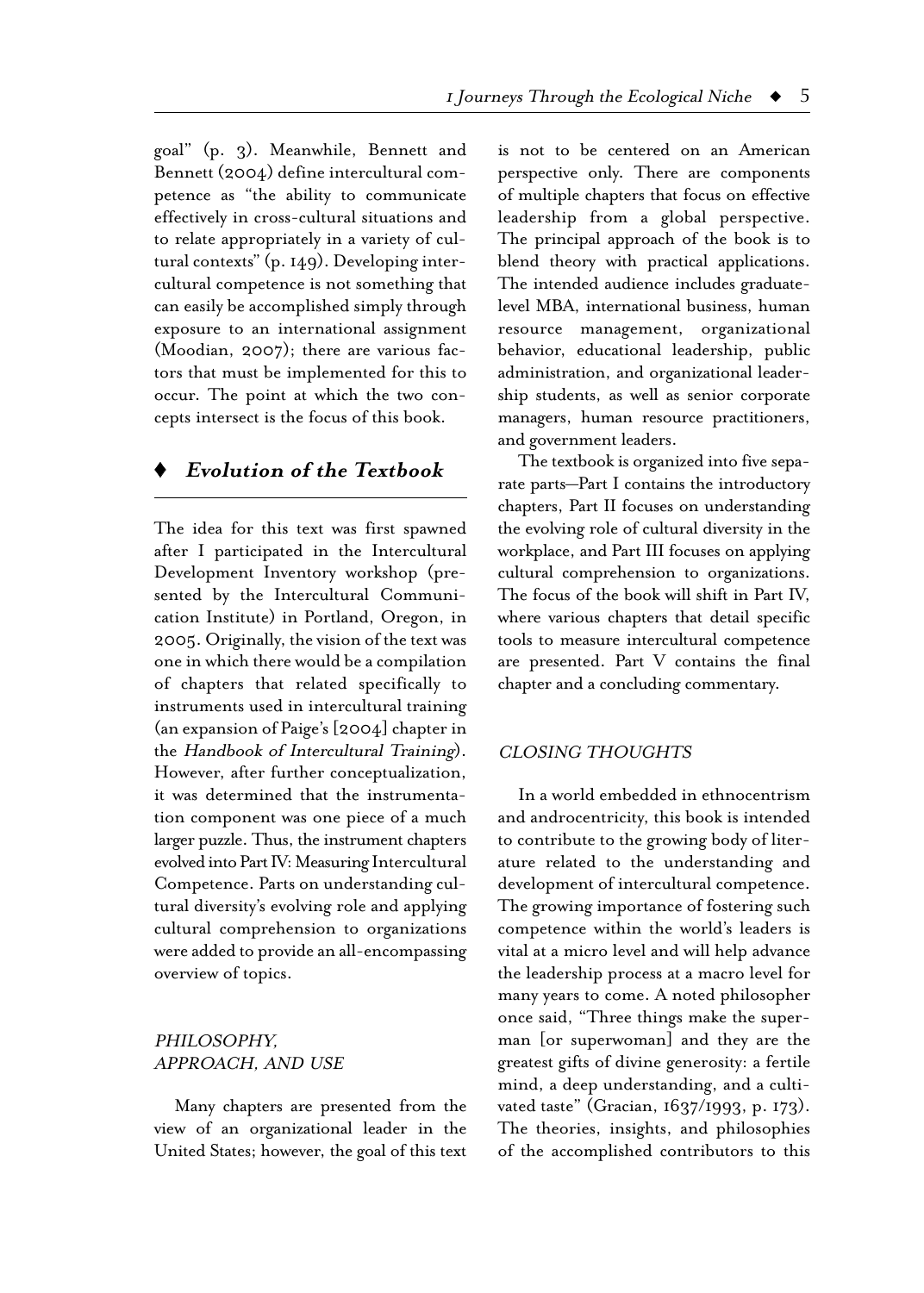goal" (p. 3). Meanwhile, Bennett and Bennett (2004) define intercultural competence as "the ability to communicate effectively in cross-cultural situations and to relate appropriately in a variety of cultural contexts" (p. 149). Developing intercultural competence is not something that can easily be accomplished simply through exposure to an international assignment (Moodian, 2007); there are various factors that must be implemented for this to occur. The point at which the two concepts intersect is the focus of this book.

## ♦ *Evolution of the Textbook*

The idea for this text was first spawned after I participated in the Intercultural Development Inventory workshop (presented by the Intercultural Communication Institute) in Portland, Oregon, in 2005. Originally, the vision of the text was one in which there would be a compilation of chapters that related specifically to instruments used in intercultural training (an expansion of Paige's [2004] chapter in the *Handbook of Intercultural Training*). However, after further conceptualization, it was determined that the instrumentation component was one piece of a much larger puzzle. Thus, the instrument chapters evolved into Part IV: Measuring Intercultural Competence. Parts on understanding cultural diversity's evolving role and applying cultural comprehension to organizations were added to provide an all-encompassing overview of topics.

### *PHILOSOPHY, APPROACH, AND USE*

Many chapters are presented from the view of an organizational leader in the United States; however, the goal of this text is not to be centered on an American perspective only. There are components of multiple chapters that focus on effective leadership from a global perspective. The principal approach of the book is to blend theory with practical applications. The intended audience includes graduate-level MBA, international business, human resource management, organizational behavior, educational leadership, public administration, and organizational leadership students, as well as senior corporate managers, human resource practitioners, and government leaders.

The textbook is organized into five separate parts—Part I contains the introductory chapters, Part II focuses on understanding the evolving role of cultural diversity in the workplace, and Part III focuses on applying cultural comprehension to organizations. The focus of the book will shift in Part IV, where various chapters that detail specific tools to measure intercultural competence are presented. Part V contains the final chapter and a concluding commentary.

### *CLOSING THOUGHTS*

In a world embedded in ethnocentrism and androcentricity, this book is intended to contribute to the growing body of literature related to the understanding and development of intercultural competence. The growing importance of fostering such competence within the world's leaders is vital at a micro level and will help advance the leadership process at a macro level for many years to come. A noted philosopher once said, "Three things make the superman [or superwoman] and they are the greatest gifts of divine generosity: a fertile mind, a deep understanding, and a cultivated taste" (Gracian, 1637/1993, p. 173). The theories, insights, and philosophies of the accomplished contributors to this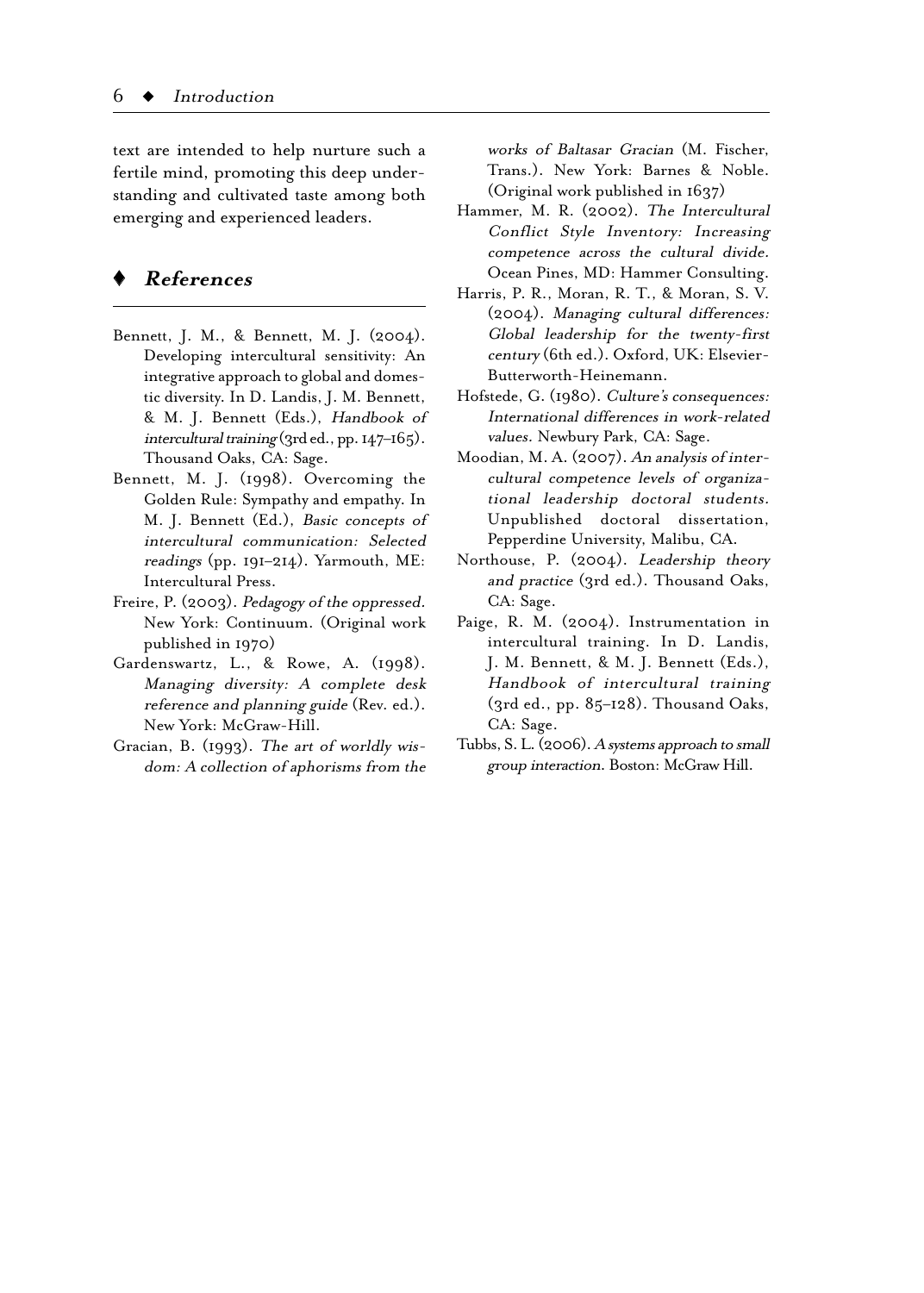text are intended to help nurture such a fertile mind, promoting this deep understanding and cultivated taste among both emerging and experienced leaders.

## References

Bennett, J. M., & Bennett, M. J. (2004). Developing intercultural sensitivity: An integrative approach to global and domestic diversity. In D. Landis, J. M. Bennett, & M. J. Bennett (Eds.), *Handbook of intercultural training* (3rd ed., pp. 147–165). Thousand Oaks, CA: Sage.

Bennett, M. J. (1998). Overcoming the Golden Rule: Sympathy and empathy. In M. J. Bennett (Ed.), *Basic concepts of intercultural communication: Selected readings* (pp. 191–214). Yarmouth, ME: Intercultural Press.

Freire, P. (2003). *Pedagogy of the oppressed*. New York: Continuum. (Original work published in 1970)

Gardenswartz, L., & Rowe, A. (1998). *Managing diversity: A complete desk reference and planning guide* (Rev. ed.). New York: McGraw-Hill.

Gracian, B. (1993). *The art of worldly wisdom: A collection of aphorisms from the works of Baltasar Gracian* (M. Fischer, Trans.). New York: Barnes & Noble. (Original work published in 1637)

Hammer, M. R. (2002). *The Intercultural Conflict Style Inventory: Increasing competence across the cultural divide.* Ocean Pines, MD: Hammer Consulting.

Harris, P. R., Moran, R. T., & Moran, S. V. (2004). *Managing cultural differences: Global leadership for the twenty-first century* (6th ed.). Oxford, UK: Elsevier-Butterworth-Heinemann.

Hofstede, G. (1980). *Culture's consequences: International differences in work-related values.* Newbury Park, CA: Sage.

Moodian, M. A. (2007). *An analysis of intercultural competence levels of organizational leadership doctoral students.* Unpublished doctoral dissertation, Pepperdine University, Malibu, CA.

Northouse, P. (2004). *Leadership theory and practice* (3rd ed.). Thousand Oaks, CA: Sage.

Paige, R. M. (2004). Instrumentation in intercultural training. In D. Landis, J. M. Bennett, & M. J. Bennett (Eds.), *Handbook of intercultural training* (3rd ed., pp. 85–128). Thousand Oaks, CA: Sage.

Tubbs, S. L. (2006). *A systems approach to small group interaction*. Boston: McGraw Hill.